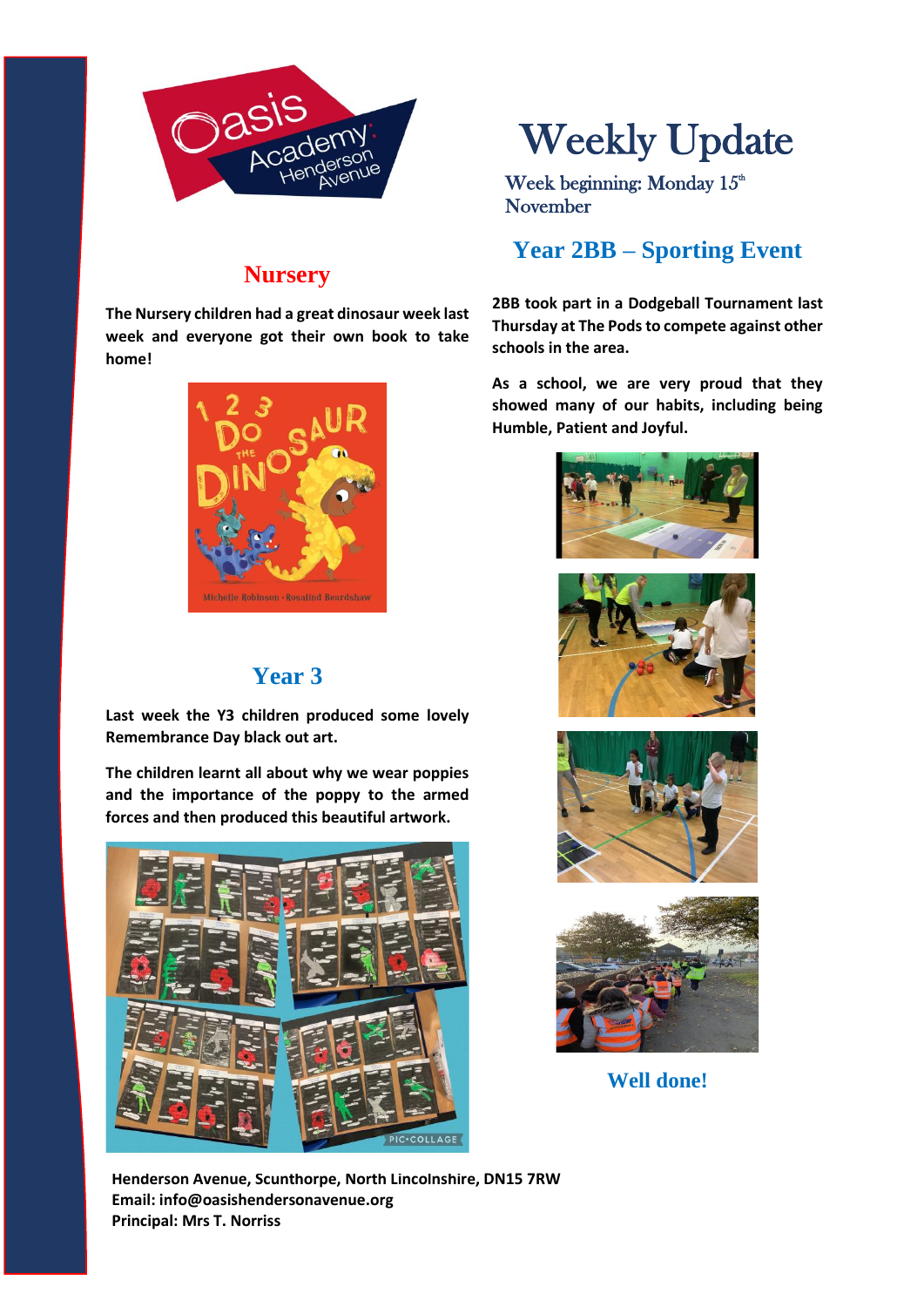# Weekly Update

Week beginning: Monday 15th November

## Nursery

**The Nursery children had a great dinosaur week last week and everyone got their own book to take home!**

## Year 3

**Last week the Y3 children produced some lovely Remembrance Day black out art.**

**The children learnt all about why we wear poppies and the importance of the poppy to the armed forces and then produced this beautiful artwork.**

## Year 2BB – Sporting Event

**2BB took part in a Dodgeball Tournament last Thursday at The Pods to compete against other schools in the area.**

**As a school, we are very proud that they showed many of our habits, including being Humble, Patient and Joyful.**

**Well done!**

**Henderson Avenue, Scunthorpe, North Lincolnshire, DN15 7RW**
**Email: info@oasishendersonavenue.org**
**Principal: Mrs T. Norriss**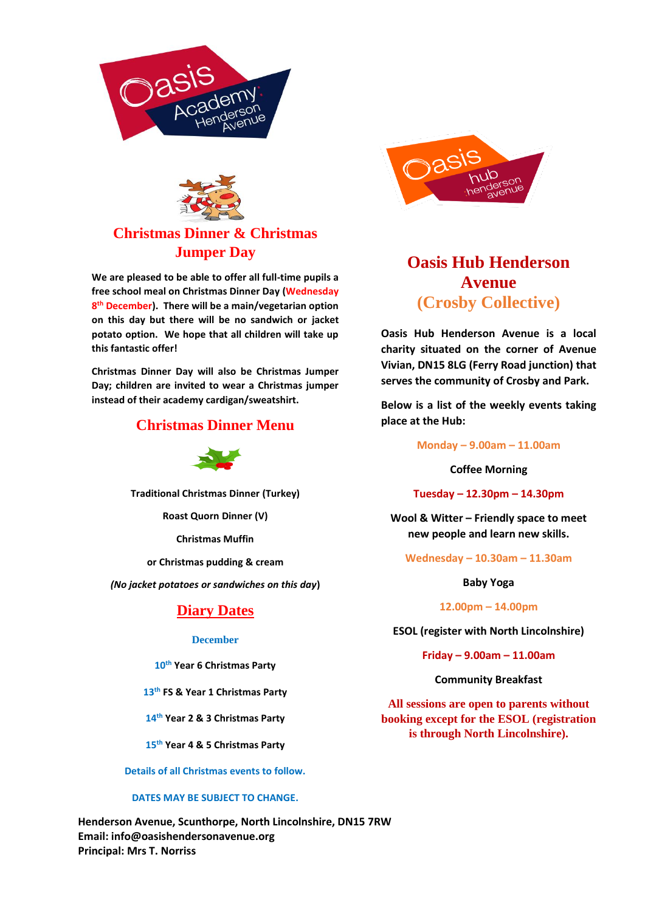## Christmas Dinner & Christmas Jumper Day

We are pleased to be able to offer all full-time pupils a free school meal on Christmas Dinner Day (**Wednesday 8th December**). There will be a main/vegetarian option on this day but there will be no sandwich or jacket potato option. We hope that all children will take up this fantastic offer!

Christmas Dinner Day will also be Christmas Jumper Day; children are invited to wear a Christmas jumper instead of their academy cardigan/sweatshirt.

## Christmas Dinner Menu

**Traditional Christmas Dinner (Turkey)**

**Roast Quorn Dinner (V)**

**Christmas Muffin**

**or Christmas pudding & cream**

***(No jacket potatoes or sandwiches on this day)***

## Diary Dates

**December**

**10th Year 6 Christmas Party**

**13th FS & Year 1 Christmas Party**

**14th Year 2 & 3 Christmas Party**

**15th Year 4 & 5 Christmas Party**

**Details of all Christmas events to follow.**

**DATES MAY BE SUBJECT TO CHANGE.**

## Oasis Hub Henderson Avenue (Crosby Collective)

**Oasis Hub Henderson Avenue is a local charity situated on the corner of Avenue Vivian, DN15 8LG (Ferry Road junction) that serves the community of Crosby and Park.**

**Below is a list of the weekly events taking place at the Hub:**

**Monday – 9.00am – 11.00am**

**Coffee Morning**

**Tuesday – 12.30pm – 14.30pm**

**Wool & Witter – Friendly space to meet new people and learn new skills.**

**Wednesday – 10.30am – 11.30am**

**Baby Yoga**

**12.00pm – 14.00pm**

**ESOL (register with North Lincolnshire)**

**Friday – 9.00am – 11.00am**

**Community Breakfast**

**All sessions are open to parents without booking except for the ESOL (registration is through North Lincolnshire).**

**Henderson Avenue, Scunthorpe, North Lincolnshire, DN15 7RW**
**Email: info@oasishendersonavenue.org**
**Principal: Mrs T. Norriss**